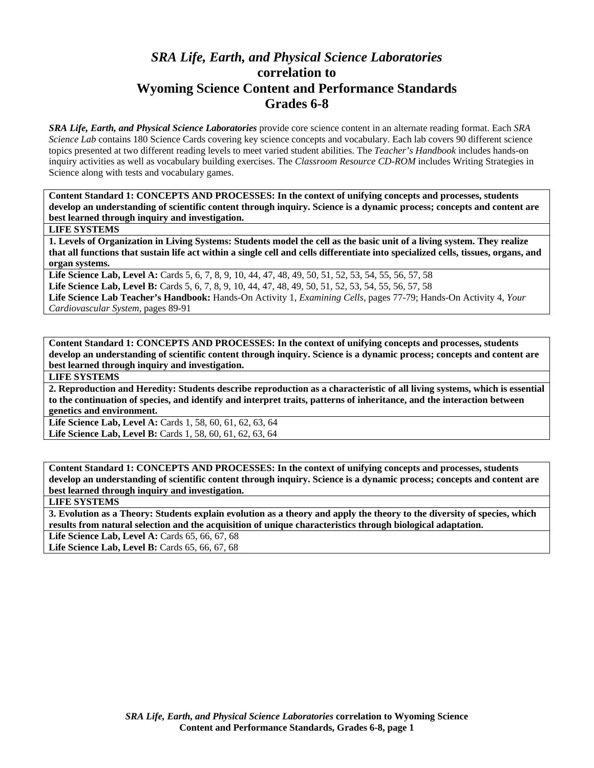# *SRA Life, Earth, and Physical Science Laboratories* correlation to Wyoming Science Content and Performance Standards Grades 6-8

***SRA Life, Earth, and Physical Science Laboratories*** provide core science content in an alternate reading format. Each *SRA Science Lab* contains 180 Science Cards covering key science concepts and vocabulary. Each lab covers 90 different science topics presented at two different reading levels to meet varied student abilities. The *Teacher's Handbook* includes hands-on inquiry activities as well as vocabulary building exercises. The *Classroom Resource CD-ROM* includes Writing Strategies in Science along with tests and vocabulary games.

| **Content Standard 1: CONCEPTS AND PROCESSES: In the context of unifying concepts and processes, students develop an understanding of scientific content through inquiry. Science is a dynamic process; concepts and content are best learned through inquiry and investigation.** |
|---|
| **LIFE SYSTEMS** |
| **1. Levels of Organization in Living Systems: Students model the cell as the basic unit of a living system. They realize that all functions that sustain life act within a single cell and cells differentiate into specialized cells, tissues, organs, and organ systems.** |
| **Life Science Lab, Level A:** Cards 5, 6, 7, 8, 9, 10, 44, 47, 48, 49, 50, 51, 52, 53, 54, 55, 56, 57, 58<br>**Life Science Lab, Level B:** Cards 5, 6, 7, 8, 9, 10, 44, 47, 48, 49, 50, 51, 52, 53, 54, 55, 56, 57, 58<br>**Life Science Lab Teacher's Handbook:** Hands-On Activity 1, *Examining Cells,* pages 77-79; Hands-On Activity 4, *Your Cardiovascular System,* pages 89-91 |

| **Content Standard 1: CONCEPTS AND PROCESSES: In the context of unifying concepts and processes, students develop an understanding of scientific content through inquiry. Science is a dynamic process; concepts and content are best learned through inquiry and investigation.** |
|---|
| **LIFE SYSTEMS** |
| **2. Reproduction and Heredity: Students describe reproduction as a characteristic of all living systems, which is essential to the continuation of species, and identify and interpret traits, patterns of inheritance, and the interaction between genetics and environment.** |
| **Life Science Lab, Level A:** Cards 1, 58, 60, 61, 62, 63, 64<br>**Life Science Lab, Level B:** Cards 1, 58, 60, 61, 62, 63, 64 |

| **Content Standard 1: CONCEPTS AND PROCESSES: In the context of unifying concepts and processes, students develop an understanding of scientific content through inquiry. Science is a dynamic process; concepts and content are best learned through inquiry and investigation.** |
|---|
| **LIFE SYSTEMS** |
| **3. Evolution as a Theory: Students explain evolution as a theory and apply the theory to the diversity of species, which results from natural selection and the acquisition of unique characteristics through biological adaptation.** |
| **Life Science Lab, Level A:** Cards 65, 66, 67, 68<br>**Life Science Lab, Level B:** Cards 65, 66, 67, 68 |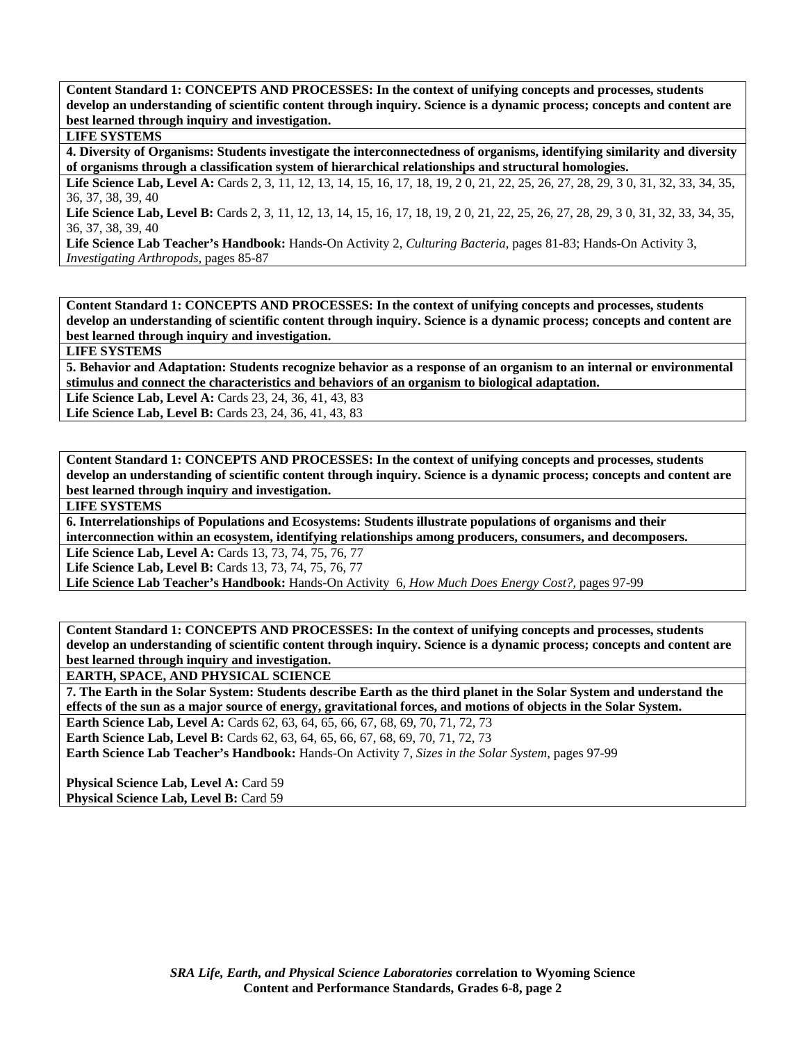**Content Standard 1: CONCEPTS AND PROCESSES: In the context of unifying concepts and processes, students develop an understanding of scientific content through inquiry. Science is a dynamic process; concepts and content are best learned through inquiry and investigation.**

**LIFE SYSTEMS**

**4. Diversity of Organisms: Students investigate the interconnectedness of organisms, identifying similarity and diversity of organisms through a classification system of hierarchical relationships and structural homologies.**

**Life Science Lab, Level A:** Cards 2, 3, 11, 12, 13, 14, 15, 16, 17, 18, 19, 2 0, 21, 22, 25, 26, 27, 28, 29, 3 0, 31, 32, 33, 34, 35, 36, 37, 38, 39, 40

**Life Science Lab, Level B:** Cards 2, 3, 11, 12, 13, 14, 15, 16, 17, 18, 19, 2 0, 21, 22, 25, 26, 27, 28, 29, 3 0, 31, 32, 33, 34, 35, 36, 37, 38, 39, 40

**Life Science Lab Teacher's Handbook:** Hands-On Activity 2, *Culturing Bacteria,* pages 81-83; Hands-On Activity 3, *Investigating Arthropods,* pages 85-87

**Content Standard 1: CONCEPTS AND PROCESSES: In the context of unifying concepts and processes, students develop an understanding of scientific content through inquiry. Science is a dynamic process; concepts and content are best learned through inquiry and investigation.**

**LIFE SYSTEMS**

**5. Behavior and Adaptation: Students recognize behavior as a response of an organism to an internal or environmental stimulus and connect the characteristics and behaviors of an organism to biological adaptation.**

**Life Science Lab, Level A:** Cards 23, 24, 36, 41, 43, 83

**Life Science Lab, Level B:** Cards 23, 24, 36, 41, 43, 83

**Content Standard 1: CONCEPTS AND PROCESSES: In the context of unifying concepts and processes, students develop an understanding of scientific content through inquiry. Science is a dynamic process; concepts and content are best learned through inquiry and investigation.**

**LIFE SYSTEMS**

**6. Interrelationships of Populations and Ecosystems: Students illustrate populations of organisms and their interconnection within an ecosystem, identifying relationships among producers, consumers, and decomposers.**

**Life Science Lab, Level A:** Cards 13, 73, 74, 75, 76, 77

**Life Science Lab, Level B:** Cards 13, 73, 74, 75, 76, 77

**Life Science Lab Teacher's Handbook:** Hands-On Activity 6, *How Much Does Energy Cost?,* pages 97-99

**Content Standard 1: CONCEPTS AND PROCESSES: In the context of unifying concepts and processes, students develop an understanding of scientific content through inquiry. Science is a dynamic process; concepts and content are best learned through inquiry and investigation.**

**EARTH, SPACE, AND PHYSICAL SCIENCE**

**7. The Earth in the Solar System: Students describe Earth as the third planet in the Solar System and understand the effects of the sun as a major source of energy, gravitational forces, and motions of objects in the Solar System.**

**Earth Science Lab, Level A:** Cards 62, 63, 64, 65, 66, 67, 68, 69, 70, 71, 72, 73

**Earth Science Lab, Level B:** Cards 62, 63, 64, 65, 66, 67, 68, 69, 70, 71, 72, 73

**Earth Science Lab Teacher's Handbook:** Hands-On Activity 7, *Sizes in the Solar System,* pages 97-99

**Physical Science Lab, Level A:** Card 59

**Physical Science Lab, Level B:** Card 59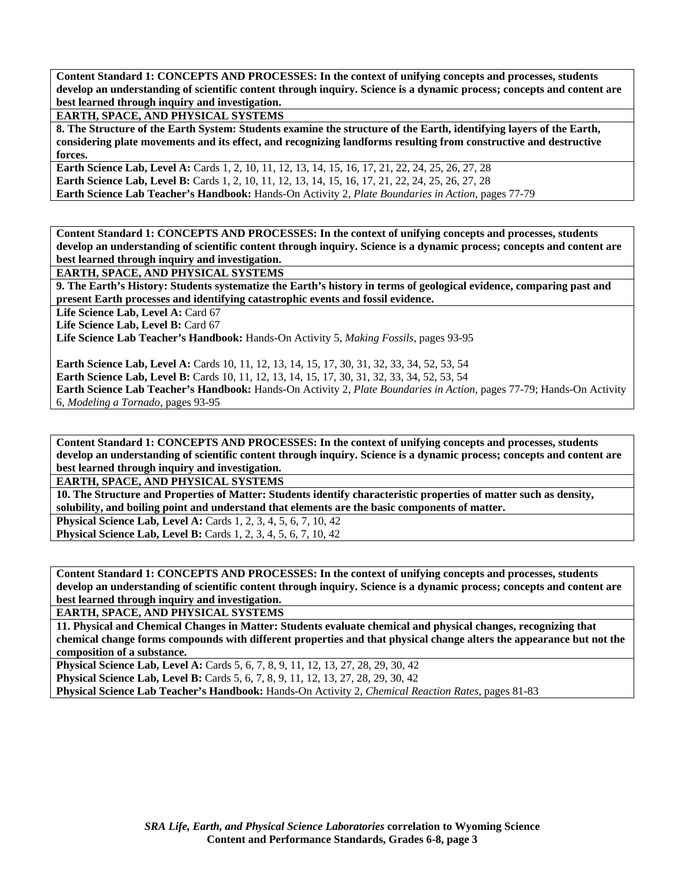**Content Standard 1: CONCEPTS AND PROCESSES: In the context of unifying concepts and processes, students develop an understanding of scientific content through inquiry. Science is a dynamic process; concepts and content are best learned through inquiry and investigation.**

**EARTH, SPACE, AND PHYSICAL SYSTEMS**

**8. The Structure of the Earth System: Students examine the structure of the Earth, identifying layers of the Earth, considering plate movements and its effect, and recognizing landforms resulting from constructive and destructive forces.**

**Earth Science Lab, Level A:** Cards 1, 2, 10, 11, 12, 13, 14, 15, 16, 17, 21, 22, 24, 25, 26, 27, 28
**Earth Science Lab, Level B:** Cards 1, 2, 10, 11, 12, 13, 14, 15, 16, 17, 21, 22, 24, 25, 26, 27, 28
**Earth Science Lab Teacher's Handbook:** Hands-On Activity 2, *Plate Boundaries in Action,* pages 77-79

**Content Standard 1: CONCEPTS AND PROCESSES: In the context of unifying concepts and processes, students develop an understanding of scientific content through inquiry. Science is a dynamic process; concepts and content are best learned through inquiry and investigation.**

**EARTH, SPACE, AND PHYSICAL SYSTEMS**

**9. The Earth's History: Students systematize the Earth's history in terms of geological evidence, comparing past and present Earth processes and identifying catastrophic events and fossil evidence.**

**Life Science Lab, Level A:** Card 67
**Life Science Lab, Level B:** Card 67
**Life Science Lab Teacher's Handbook:** Hands-On Activity 5, *Making Fossils,* pages 93-95

**Earth Science Lab, Level A:** Cards 10, 11, 12, 13, 14, 15, 17, 30, 31, 32, 33, 34, 52, 53, 54
**Earth Science Lab, Level B:** Cards 10, 11, 12, 13, 14, 15, 17, 30, 31, 32, 33, 34, 52, 53, 54
**Earth Science Lab Teacher's Handbook:** Hands-On Activity 2, *Plate Boundaries in Action,* pages 77-79; Hands-On Activity 6, *Modeling a Tornado,* pages 93-95

**Content Standard 1: CONCEPTS AND PROCESSES: In the context of unifying concepts and processes, students develop an understanding of scientific content through inquiry. Science is a dynamic process; concepts and content are best learned through inquiry and investigation.**

**EARTH, SPACE, AND PHYSICAL SYSTEMS**

**10. The Structure and Properties of Matter: Students identify characteristic properties of matter such as density, solubility, and boiling point and understand that elements are the basic components of matter.**

**Physical Science Lab, Level A:** Cards 1, 2, 3, 4, 5, 6, 7, 10, 42
**Physical Science Lab, Level B:** Cards 1, 2, 3, 4, 5, 6, 7, 10, 42

**Content Standard 1: CONCEPTS AND PROCESSES: In the context of unifying concepts and processes, students develop an understanding of scientific content through inquiry. Science is a dynamic process; concepts and content are best learned through inquiry and investigation.**

**EARTH, SPACE, AND PHYSICAL SYSTEMS**

**11. Physical and Chemical Changes in Matter: Students evaluate chemical and physical changes, recognizing that chemical change forms compounds with different properties and that physical change alters the appearance but not the composition of a substance.**

**Physical Science Lab, Level A:** Cards 5, 6, 7, 8, 9, 11, 12, 13, 27, 28, 29, 30, 42
**Physical Science Lab, Level B:** Cards 5, 6, 7, 8, 9, 11, 12, 13, 27, 28, 29, 30, 42
**Physical Science Lab Teacher's Handbook:** Hands-On Activity 2, *Chemical Reaction Rates,* pages 81-83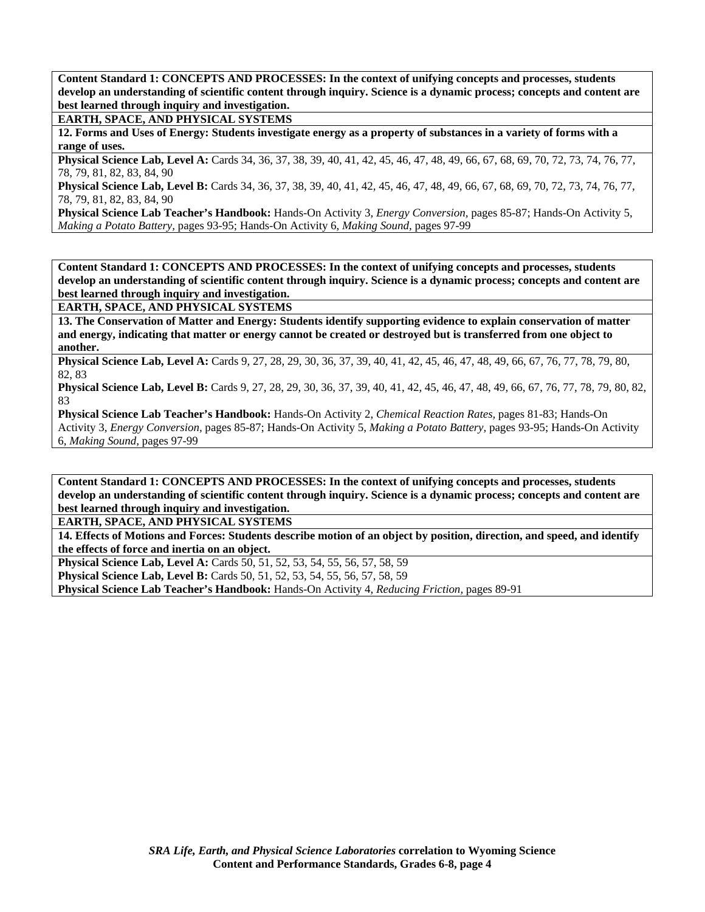**Content Standard 1: CONCEPTS AND PROCESSES: In the context of unifying concepts and processes, students develop an understanding of scientific content through inquiry. Science is a dynamic process; concepts and content are best learned through inquiry and investigation.**

**EARTH, SPACE, AND PHYSICAL SYSTEMS**

**12. Forms and Uses of Energy: Students investigate energy as a property of substances in a variety of forms with a range of uses.**

**Physical Science Lab, Level A:** Cards 34, 36, 37, 38, 39, 40, 41, 42, 45, 46, 47, 48, 49, 66, 67, 68, 69, 70, 72, 73, 74, 76, 77, 78, 79, 81, 82, 83, 84, 90

**Physical Science Lab, Level B:** Cards 34, 36, 37, 38, 39, 40, 41, 42, 45, 46, 47, 48, 49, 66, 67, 68, 69, 70, 72, 73, 74, 76, 77, 78, 79, 81, 82, 83, 84, 90

**Physical Science Lab Teacher's Handbook:** Hands-On Activity 3, *Energy Conversion,* pages 85-87; Hands-On Activity 5, *Making a Potato Battery,* pages 93-95; Hands-On Activity 6, *Making Sound,* pages 97-99

**Content Standard 1: CONCEPTS AND PROCESSES: In the context of unifying concepts and processes, students develop an understanding of scientific content through inquiry. Science is a dynamic process; concepts and content are best learned through inquiry and investigation.**

**EARTH, SPACE, AND PHYSICAL SYSTEMS**

**13. The Conservation of Matter and Energy: Students identify supporting evidence to explain conservation of matter and energy, indicating that matter or energy cannot be created or destroyed but is transferred from one object to another.**

**Physical Science Lab, Level A:** Cards 9, 27, 28, 29, 30, 36, 37, 39, 40, 41, 42, 45, 46, 47, 48, 49, 66, 67, 76, 77, 78, 79, 80, 82, 83

**Physical Science Lab, Level B:** Cards 9, 27, 28, 29, 30, 36, 37, 39, 40, 41, 42, 45, 46, 47, 48, 49, 66, 67, 76, 77, 78, 79, 80, 82, 83

**Physical Science Lab Teacher's Handbook:** Hands-On Activity 2, *Chemical Reaction Rates,* pages 81-83; Hands-On Activity 3, *Energy Conversion,* pages 85-87; Hands-On Activity 5, *Making a Potato Battery,* pages 93-95; Hands-On Activity 6, *Making Sound,* pages 97-99

**Content Standard 1: CONCEPTS AND PROCESSES: In the context of unifying concepts and processes, students develop an understanding of scientific content through inquiry. Science is a dynamic process; concepts and content are best learned through inquiry and investigation.**

**EARTH, SPACE, AND PHYSICAL SYSTEMS**

**14. Effects of Motions and Forces: Students describe motion of an object by position, direction, and speed, and identify the effects of force and inertia on an object.**

**Physical Science Lab, Level A:** Cards 50, 51, 52, 53, 54, 55, 56, 57, 58, 59

**Physical Science Lab, Level B:** Cards 50, 51, 52, 53, 54, 55, 56, 57, 58, 59

**Physical Science Lab Teacher's Handbook:** Hands-On Activity 4, *Reducing Friction,* pages 89-91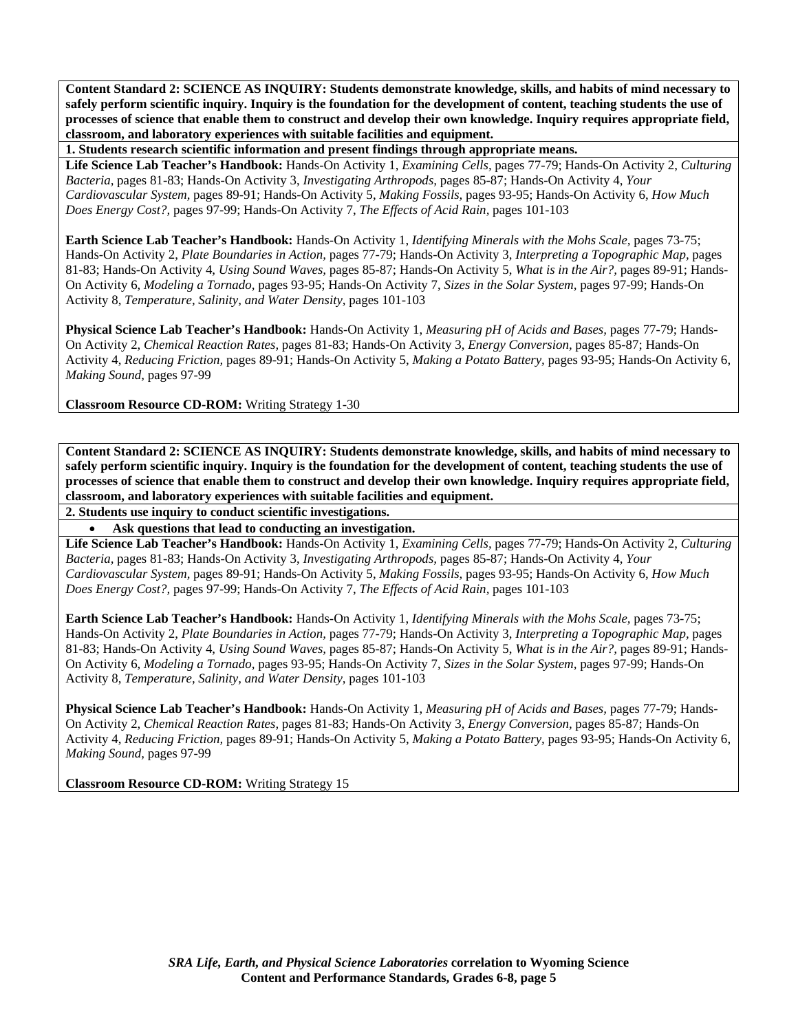**Content Standard 2: SCIENCE AS INQUIRY: Students demonstrate knowledge, skills, and habits of mind necessary to safely perform scientific inquiry. Inquiry is the foundation for the development of content, teaching students the use of processes of science that enable them to construct and develop their own knowledge. Inquiry requires appropriate field, classroom, and laboratory experiences with suitable facilities and equipment.**

**1. Students research scientific information and present findings through appropriate means.**

**Life Science Lab Teacher's Handbook:** Hands-On Activity 1, *Examining Cells,* pages 77-79; Hands-On Activity 2, *Culturing Bacteria,* pages 81-83; Hands-On Activity 3, *Investigating Arthropods,* pages 85-87; Hands-On Activity 4, *Your Cardiovascular System,* pages 89-91; Hands-On Activity 5, *Making Fossils,* pages 93-95; Hands-On Activity 6, *How Much Does Energy Cost?,* pages 97-99; Hands-On Activity 7, *The Effects of Acid Rain,* pages 101-103

**Earth Science Lab Teacher's Handbook:** Hands-On Activity 1, *Identifying Minerals with the Mohs Scale,* pages 73-75; Hands-On Activity 2, *Plate Boundaries in Action,* pages 77-79; Hands-On Activity 3, *Interpreting a Topographic Map,* pages 81-83; Hands-On Activity 4, *Using Sound Waves,* pages 85-87; Hands-On Activity 5, *What is in the Air?,* pages 89-91; Hands-On Activity 6, *Modeling a Tornado,* pages 93-95; Hands-On Activity 7, *Sizes in the Solar System,* pages 97-99; Hands-On Activity 8, *Temperature, Salinity, and Water Density,* pages 101-103

**Physical Science Lab Teacher's Handbook:** Hands-On Activity 1, *Measuring pH of Acids and Bases,* pages 77-79; Hands-On Activity 2, *Chemical Reaction Rates,* pages 81-83; Hands-On Activity 3, *Energy Conversion,* pages 85-87; Hands-On Activity 4, *Reducing Friction,* pages 89-91; Hands-On Activity 5, *Making a Potato Battery,* pages 93-95; Hands-On Activity 6, *Making Sound,* pages 97-99

**Classroom Resource CD-ROM:** Writing Strategy 1-30

---

**Content Standard 2: SCIENCE AS INQUIRY: Students demonstrate knowledge, skills, and habits of mind necessary to safely perform scientific inquiry. Inquiry is the foundation for the development of content, teaching students the use of processes of science that enable them to construct and develop their own knowledge. Inquiry requires appropriate field, classroom, and laboratory experiences with suitable facilities and equipment.**

**2. Students use inquiry to conduct scientific investigations.**

- **Ask questions that lead to conducting an investigation.**

**Life Science Lab Teacher's Handbook:** Hands-On Activity 1, *Examining Cells,* pages 77-79; Hands-On Activity 2, *Culturing Bacteria,* pages 81-83; Hands-On Activity 3, *Investigating Arthropods,* pages 85-87; Hands-On Activity 4, *Your Cardiovascular System,* pages 89-91; Hands-On Activity 5, *Making Fossils,* pages 93-95; Hands-On Activity 6, *How Much Does Energy Cost?,* pages 97-99; Hands-On Activity 7, *The Effects of Acid Rain,* pages 101-103

**Earth Science Lab Teacher's Handbook:** Hands-On Activity 1, *Identifying Minerals with the Mohs Scale,* pages 73-75; Hands-On Activity 2, *Plate Boundaries in Action,* pages 77-79; Hands-On Activity 3, *Interpreting a Topographic Map,* pages 81-83; Hands-On Activity 4, *Using Sound Waves,* pages 85-87; Hands-On Activity 5, *What is in the Air?,* pages 89-91; Hands-On Activity 6, *Modeling a Tornado,* pages 93-95; Hands-On Activity 7, *Sizes in the Solar System,* pages 97-99; Hands-On Activity 8, *Temperature, Salinity, and Water Density,* pages 101-103

**Physical Science Lab Teacher's Handbook:** Hands-On Activity 1, *Measuring pH of Acids and Bases,* pages 77-79; Hands-On Activity 2, *Chemical Reaction Rates,* pages 81-83; Hands-On Activity 3, *Energy Conversion,* pages 85-87; Hands-On Activity 4, *Reducing Friction,* pages 89-91; Hands-On Activity 5, *Making a Potato Battery,* pages 93-95; Hands-On Activity 6, *Making Sound,* pages 97-99

**Classroom Resource CD-ROM:** Writing Strategy 15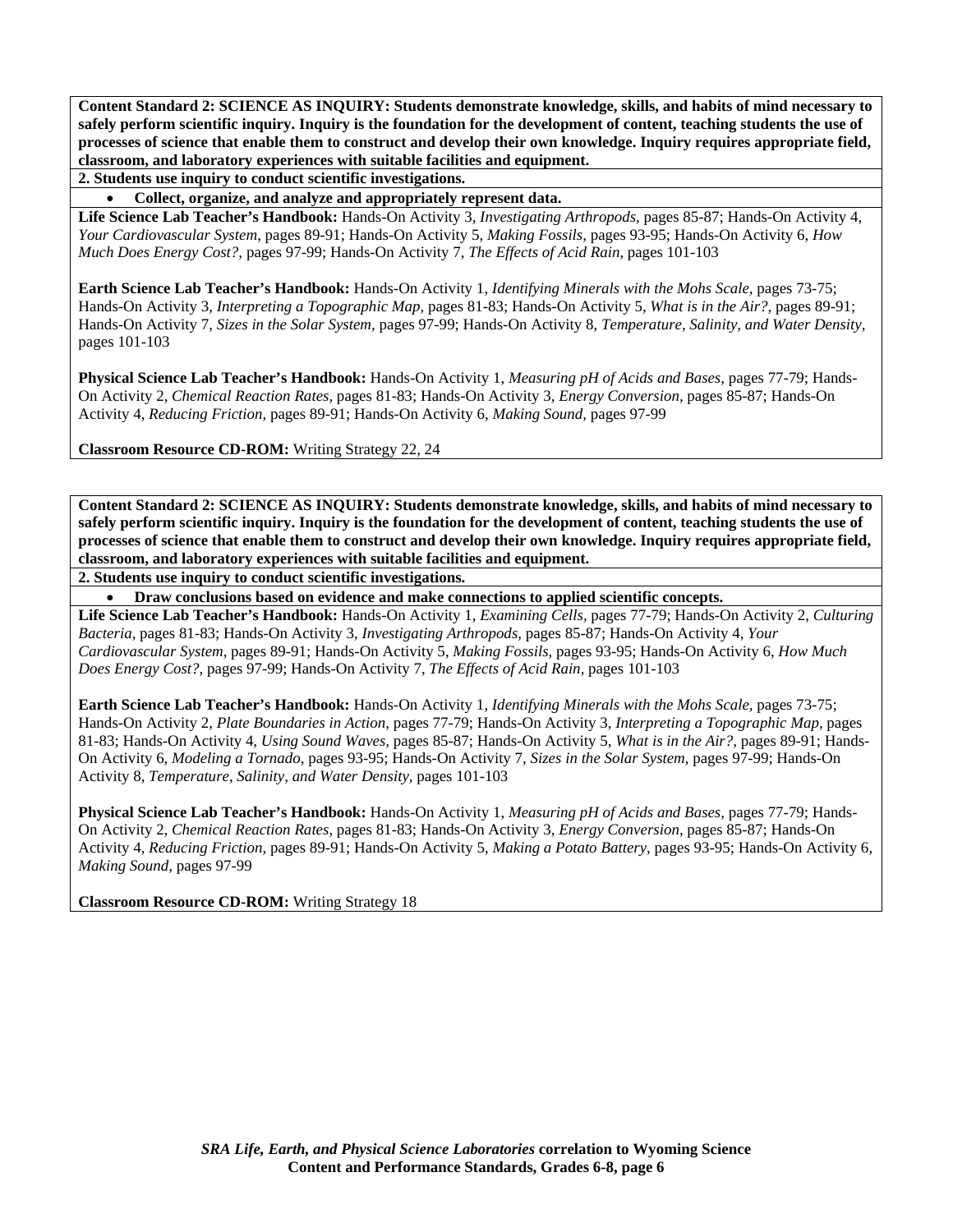**Content Standard 2: SCIENCE AS INQUIRY: Students demonstrate knowledge, skills, and habits of mind necessary to safely perform scientific inquiry. Inquiry is the foundation for the development of content, teaching students the use of processes of science that enable them to construct and develop their own knowledge. Inquiry requires appropriate field, classroom, and laboratory experiences with suitable facilities and equipment.**

**2. Students use inquiry to conduct scientific investigations.**

- **Collect, organize, and analyze and appropriately represent data.**

**Life Science Lab Teacher's Handbook:** Hands-On Activity 3, *Investigating Arthropods,* pages 85-87; Hands-On Activity 4, *Your Cardiovascular System,* pages 89-91; Hands-On Activity 5, *Making Fossils,* pages 93-95; Hands-On Activity 6, *How Much Does Energy Cost?,* pages 97-99; Hands-On Activity 7, *The Effects of Acid Rain,* pages 101-103

**Earth Science Lab Teacher's Handbook:** Hands-On Activity 1, *Identifying Minerals with the Mohs Scale,* pages 73-75; Hands-On Activity 3, *Interpreting a Topographic Map,* pages 81-83; Hands-On Activity 5, *What is in the Air?,* pages 89-91; Hands-On Activity 7, *Sizes in the Solar System,* pages 97-99; Hands-On Activity 8, *Temperature, Salinity, and Water Density,* pages 101-103

**Physical Science Lab Teacher's Handbook:** Hands-On Activity 1, *Measuring pH of Acids and Bases,* pages 77-79; Hands-On Activity 2, *Chemical Reaction Rates,* pages 81-83; Hands-On Activity 3, *Energy Conversion,* pages 85-87; Hands-On Activity 4, *Reducing Friction,* pages 89-91; Hands-On Activity 6, *Making Sound,* pages 97-99

**Classroom Resource CD-ROM:** Writing Strategy 22, 24

**Content Standard 2: SCIENCE AS INQUIRY: Students demonstrate knowledge, skills, and habits of mind necessary to safely perform scientific inquiry. Inquiry is the foundation for the development of content, teaching students the use of processes of science that enable them to construct and develop their own knowledge. Inquiry requires appropriate field, classroom, and laboratory experiences with suitable facilities and equipment.**

**2. Students use inquiry to conduct scientific investigations.**

- **Draw conclusions based on evidence and make connections to applied scientific concepts.**

**Life Science Lab Teacher's Handbook:** Hands-On Activity 1, *Examining Cells,* pages 77-79; Hands-On Activity 2, *Culturing Bacteria,* pages 81-83; Hands-On Activity 3, *Investigating Arthropods,* pages 85-87; Hands-On Activity 4, *Your Cardiovascular System,* pages 89-91; Hands-On Activity 5, *Making Fossils,* pages 93-95; Hands-On Activity 6, *How Much Does Energy Cost?,* pages 97-99; Hands-On Activity 7, *The Effects of Acid Rain,* pages 101-103

**Earth Science Lab Teacher's Handbook:** Hands-On Activity 1, *Identifying Minerals with the Mohs Scale,* pages 73-75; Hands-On Activity 2, *Plate Boundaries in Action,* pages 77-79; Hands-On Activity 3, *Interpreting a Topographic Map,* pages 81-83; Hands-On Activity 4, *Using Sound Waves,* pages 85-87; Hands-On Activity 5, *What is in the Air?,* pages 89-91; Hands-On Activity 6, *Modeling a Tornado,* pages 93-95; Hands-On Activity 7, *Sizes in the Solar System,* pages 97-99; Hands-On Activity 8, *Temperature, Salinity, and Water Density,* pages 101-103

**Physical Science Lab Teacher's Handbook:** Hands-On Activity 1, *Measuring pH of Acids and Bases,* pages 77-79; Hands-On Activity 2, *Chemical Reaction Rates,* pages 81-83; Hands-On Activity 3, *Energy Conversion,* pages 85-87; Hands-On Activity 4, *Reducing Friction,* pages 89-91; Hands-On Activity 5, *Making a Potato Battery,* pages 93-95; Hands-On Activity 6, *Making Sound,* pages 97-99

**Classroom Resource CD-ROM:** Writing Strategy 18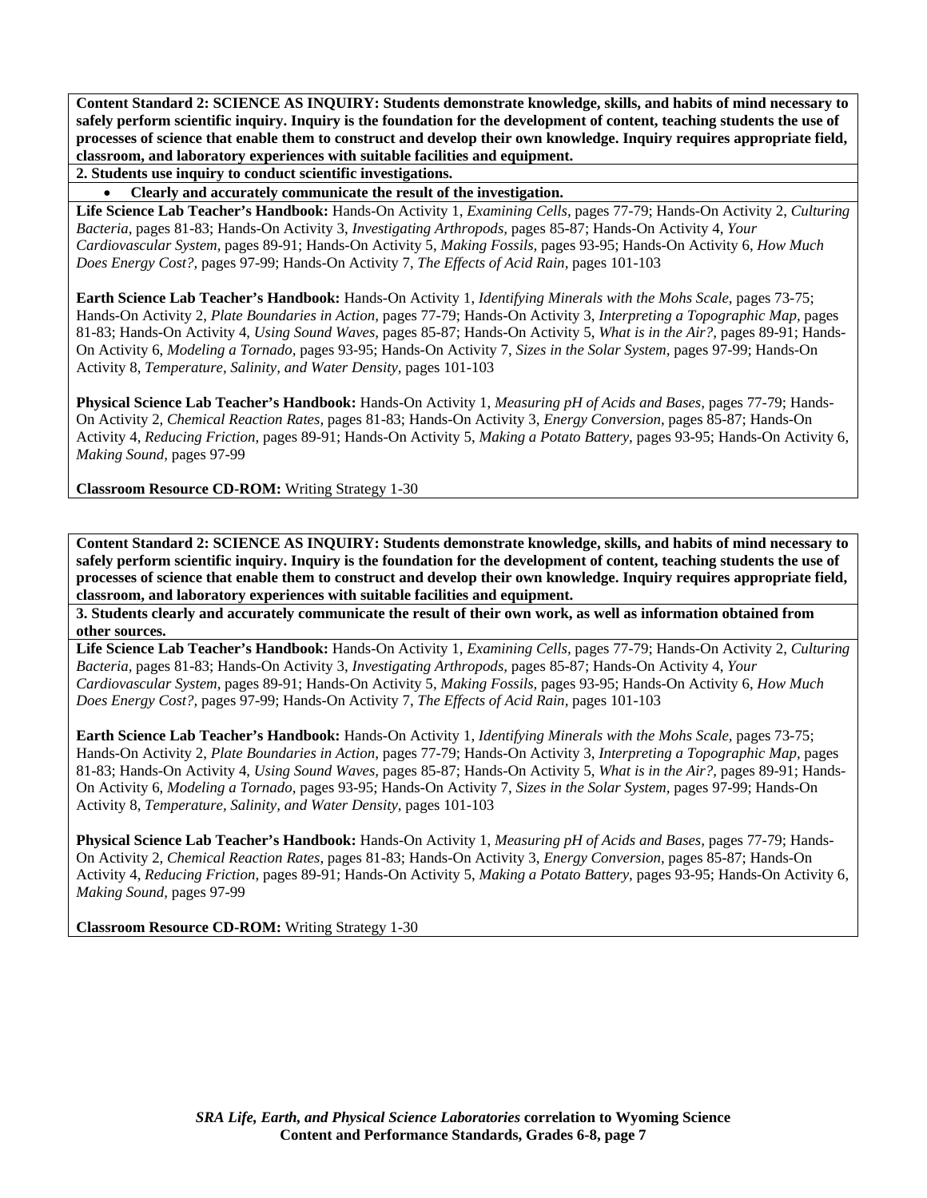**Content Standard 2: SCIENCE AS INQUIRY: Students demonstrate knowledge, skills, and habits of mind necessary to safely perform scientific inquiry. Inquiry is the foundation for the development of content, teaching students the use of processes of science that enable them to construct and develop their own knowledge. Inquiry requires appropriate field, classroom, and laboratory experiences with suitable facilities and equipment.**

**2. Students use inquiry to conduct scientific investigations.**

- **Clearly and accurately communicate the result of the investigation.**

**Life Science Lab Teacher's Handbook:** Hands-On Activity 1, *Examining Cells,* pages 77-79; Hands-On Activity 2, *Culturing Bacteria,* pages 81-83; Hands-On Activity 3, *Investigating Arthropods,* pages 85-87; Hands-On Activity 4, *Your Cardiovascular System,* pages 89-91; Hands-On Activity 5, *Making Fossils,* pages 93-95; Hands-On Activity 6, *How Much Does Energy Cost?,* pages 97-99; Hands-On Activity 7, *The Effects of Acid Rain,* pages 101-103

**Earth Science Lab Teacher's Handbook:** Hands-On Activity 1, *Identifying Minerals with the Mohs Scale,* pages 73-75; Hands-On Activity 2, *Plate Boundaries in Action,* pages 77-79; Hands-On Activity 3, *Interpreting a Topographic Map,* pages 81-83; Hands-On Activity 4, *Using Sound Waves,* pages 85-87; Hands-On Activity 5, *What is in the Air?,* pages 89-91; Hands-On Activity 6, *Modeling a Tornado,* pages 93-95; Hands-On Activity 7, *Sizes in the Solar System,* pages 97-99; Hands-On Activity 8, *Temperature, Salinity, and Water Density,* pages 101-103

**Physical Science Lab Teacher's Handbook:** Hands-On Activity 1, *Measuring pH of Acids and Bases,* pages 77-79; Hands-On Activity 2, *Chemical Reaction Rates,* pages 81-83; Hands-On Activity 3, *Energy Conversion,* pages 85-87; Hands-On Activity 4, *Reducing Friction,* pages 89-91; Hands-On Activity 5, *Making a Potato Battery,* pages 93-95; Hands-On Activity 6, *Making Sound,* pages 97-99

**Classroom Resource CD-ROM:** Writing Strategy 1-30

**Content Standard 2: SCIENCE AS INQUIRY: Students demonstrate knowledge, skills, and habits of mind necessary to safely perform scientific inquiry. Inquiry is the foundation for the development of content, teaching students the use of processes of science that enable them to construct and develop their own knowledge. Inquiry requires appropriate field, classroom, and laboratory experiences with suitable facilities and equipment.**

**3. Students clearly and accurately communicate the result of their own work, as well as information obtained from other sources.**

**Life Science Lab Teacher's Handbook:** Hands-On Activity 1, *Examining Cells,* pages 77-79; Hands-On Activity 2, *Culturing Bacteria,* pages 81-83; Hands-On Activity 3, *Investigating Arthropods,* pages 85-87; Hands-On Activity 4, *Your Cardiovascular System,* pages 89-91; Hands-On Activity 5, *Making Fossils,* pages 93-95; Hands-On Activity 6, *How Much Does Energy Cost?,* pages 97-99; Hands-On Activity 7, *The Effects of Acid Rain,* pages 101-103

**Earth Science Lab Teacher's Handbook:** Hands-On Activity 1, *Identifying Minerals with the Mohs Scale,* pages 73-75; Hands-On Activity 2, *Plate Boundaries in Action,* pages 77-79; Hands-On Activity 3, *Interpreting a Topographic Map,* pages 81-83; Hands-On Activity 4, *Using Sound Waves,* pages 85-87; Hands-On Activity 5, *What is in the Air?,* pages 89-91; Hands-On Activity 6, *Modeling a Tornado,* pages 93-95; Hands-On Activity 7, *Sizes in the Solar System,* pages 97-99; Hands-On Activity 8, *Temperature, Salinity, and Water Density,* pages 101-103

**Physical Science Lab Teacher's Handbook:** Hands-On Activity 1, *Measuring pH of Acids and Bases,* pages 77-79; Hands-On Activity 2, *Chemical Reaction Rates,* pages 81-83; Hands-On Activity 3, *Energy Conversion,* pages 85-87; Hands-On Activity 4, *Reducing Friction,* pages 89-91; Hands-On Activity 5, *Making a Potato Battery,* pages 93-95; Hands-On Activity 6, *Making Sound,* pages 97-99

**Classroom Resource CD-ROM:** Writing Strategy 1-30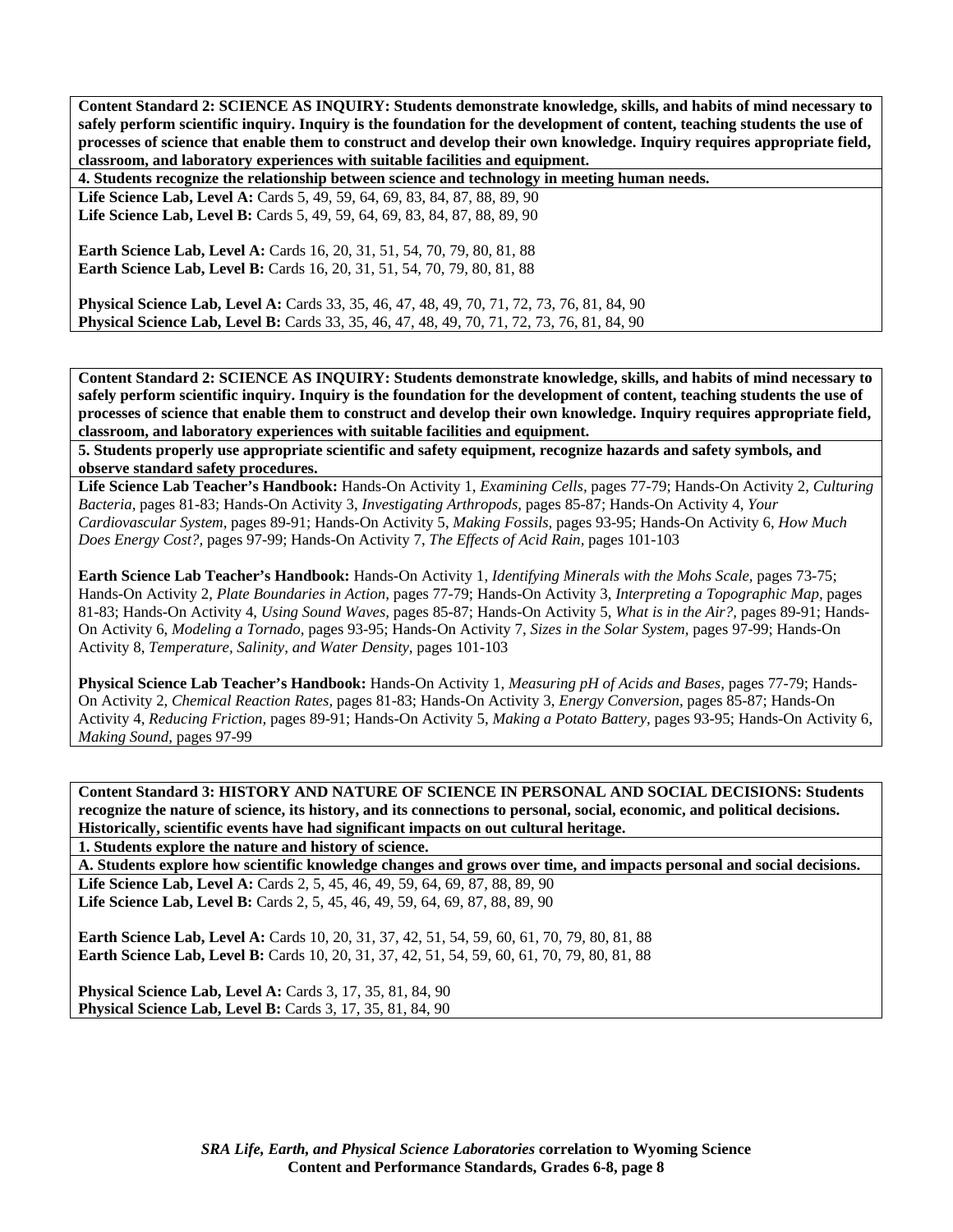**Content Standard 2: SCIENCE AS INQUIRY: Students demonstrate knowledge, skills, and habits of mind necessary to safely perform scientific inquiry. Inquiry is the foundation for the development of content, teaching students the use of processes of science that enable them to construct and develop their own knowledge. Inquiry requires appropriate field, classroom, and laboratory experiences with suitable facilities and equipment.**

**4. Students recognize the relationship between science and technology in meeting human needs.**

**Life Science Lab, Level A:** Cards 5, 49, 59, 64, 69, 83, 84, 87, 88, 89, 90
**Life Science Lab, Level B:** Cards 5, 49, 59, 64, 69, 83, 84, 87, 88, 89, 90

**Earth Science Lab, Level A:** Cards 16, 20, 31, 51, 54, 70, 79, 80, 81, 88
**Earth Science Lab, Level B:** Cards 16, 20, 31, 51, 54, 70, 79, 80, 81, 88

**Physical Science Lab, Level A:** Cards 33, 35, 46, 47, 48, 49, 70, 71, 72, 73, 76, 81, 84, 90
**Physical Science Lab, Level B:** Cards 33, 35, 46, 47, 48, 49, 70, 71, 72, 73, 76, 81, 84, 90

**Content Standard 2: SCIENCE AS INQUIRY: Students demonstrate knowledge, skills, and habits of mind necessary to safely perform scientific inquiry. Inquiry is the foundation for the development of content, teaching students the use of processes of science that enable them to construct and develop their own knowledge. Inquiry requires appropriate field, classroom, and laboratory experiences with suitable facilities and equipment.**

**5. Students properly use appropriate scientific and safety equipment, recognize hazards and safety symbols, and observe standard safety procedures.**

**Life Science Lab Teacher's Handbook:** Hands-On Activity 1, *Examining Cells,* pages 77-79; Hands-On Activity 2, *Culturing Bacteria,* pages 81-83; Hands-On Activity 3, *Investigating Arthropods,* pages 85-87; Hands-On Activity 4, *Your Cardiovascular System,* pages 89-91; Hands-On Activity 5, *Making Fossils,* pages 93-95; Hands-On Activity 6, *How Much Does Energy Cost?,* pages 97-99; Hands-On Activity 7, *The Effects of Acid Rain,* pages 101-103

**Earth Science Lab Teacher's Handbook:** Hands-On Activity 1, *Identifying Minerals with the Mohs Scale,* pages 73-75; Hands-On Activity 2, *Plate Boundaries in Action,* pages 77-79; Hands-On Activity 3, *Interpreting a Topographic Map,* pages 81-83; Hands-On Activity 4, *Using Sound Waves,* pages 85-87; Hands-On Activity 5, *What is in the Air?,* pages 89-91; Hands-On Activity 6, *Modeling a Tornado,* pages 93-95; Hands-On Activity 7, *Sizes in the Solar System,* pages 97-99; Hands-On Activity 8, *Temperature, Salinity, and Water Density,* pages 101-103

**Physical Science Lab Teacher's Handbook:** Hands-On Activity 1, *Measuring pH of Acids and Bases,* pages 77-79; Hands-On Activity 2, *Chemical Reaction Rates,* pages 81-83; Hands-On Activity 3, *Energy Conversion,* pages 85-87; Hands-On Activity 4, *Reducing Friction,* pages 89-91; Hands-On Activity 5, *Making a Potato Battery,* pages 93-95; Hands-On Activity 6, *Making Sound,* pages 97-99

**Content Standard 3: HISTORY AND NATURE OF SCIENCE IN PERSONAL AND SOCIAL DECISIONS: Students recognize the nature of science, its history, and its connections to personal, social, economic, and political decisions. Historically, scientific events have had significant impacts on out cultural heritage.**

**1. Students explore the nature and history of science.**

**A. Students explore how scientific knowledge changes and grows over time, and impacts personal and social decisions.**

**Life Science Lab, Level A:** Cards 2, 5, 45, 46, 49, 59, 64, 69, 87, 88, 89, 90
**Life Science Lab, Level B:** Cards 2, 5, 45, 46, 49, 59, 64, 69, 87, 88, 89, 90

**Earth Science Lab, Level A:** Cards 10, 20, 31, 37, 42, 51, 54, 59, 60, 61, 70, 79, 80, 81, 88
**Earth Science Lab, Level B:** Cards 10, 20, 31, 37, 42, 51, 54, 59, 60, 61, 70, 79, 80, 81, 88

**Physical Science Lab, Level A:** Cards 3, 17, 35, 81, 84, 90
**Physical Science Lab, Level B:** Cards 3, 17, 35, 81, 84, 90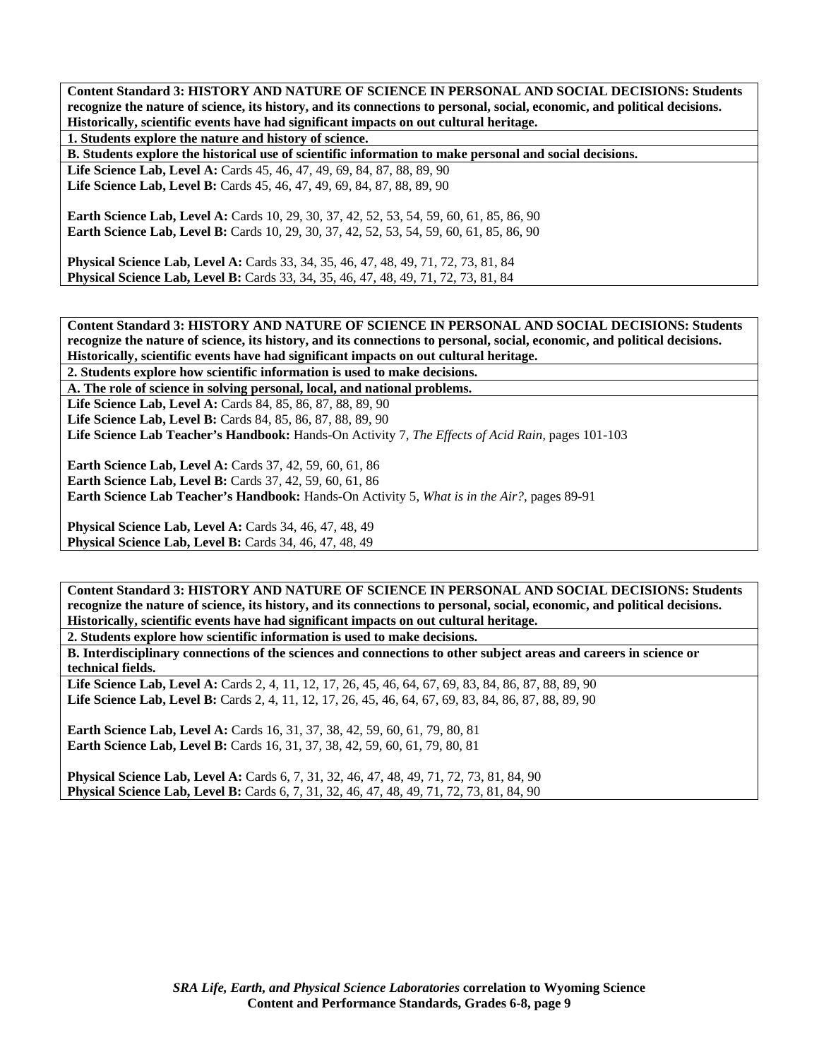**Content Standard 3: HISTORY AND NATURE OF SCIENCE IN PERSONAL AND SOCIAL DECISIONS: Students recognize the nature of science, its history, and its connections to personal, social, economic, and political decisions. Historically, scientific events have had significant impacts on out cultural heritage.**

**1. Students explore the nature and history of science.**

**B. Students explore the historical use of scientific information to make personal and social decisions.**

**Life Science Lab, Level A:** Cards 45, 46, 47, 49, 69, 84, 87, 88, 89, 90
**Life Science Lab, Level B:** Cards 45, 46, 47, 49, 69, 84, 87, 88, 89, 90

**Earth Science Lab, Level A:** Cards 10, 29, 30, 37, 42, 52, 53, 54, 59, 60, 61, 85, 86, 90
**Earth Science Lab, Level B:** Cards 10, 29, 30, 37, 42, 52, 53, 54, 59, 60, 61, 85, 86, 90

**Physical Science Lab, Level A:** Cards 33, 34, 35, 46, 47, 48, 49, 71, 72, 73, 81, 84
**Physical Science Lab, Level B:** Cards 33, 34, 35, 46, 47, 48, 49, 71, 72, 73, 81, 84

---

**Content Standard 3: HISTORY AND NATURE OF SCIENCE IN PERSONAL AND SOCIAL DECISIONS: Students recognize the nature of science, its history, and its connections to personal, social, economic, and political decisions. Historically, scientific events have had significant impacts on out cultural heritage.**

**2. Students explore how scientific information is used to make decisions.**

**A. The role of science in solving personal, local, and national problems.**

**Life Science Lab, Level A:** Cards 84, 85, 86, 87, 88, 89, 90
**Life Science Lab, Level B:** Cards 84, 85, 86, 87, 88, 89, 90
**Life Science Lab Teacher's Handbook:** Hands-On Activity 7, *The Effects of Acid Rain,* pages 101-103

**Earth Science Lab, Level A:** Cards 37, 42, 59, 60, 61, 86
**Earth Science Lab, Level B:** Cards 37, 42, 59, 60, 61, 86
**Earth Science Lab Teacher's Handbook:** Hands-On Activity 5, *What is in the Air?,* pages 89-91

**Physical Science Lab, Level A:** Cards 34, 46, 47, 48, 49
**Physical Science Lab, Level B:** Cards 34, 46, 47, 48, 49

---

**Content Standard 3: HISTORY AND NATURE OF SCIENCE IN PERSONAL AND SOCIAL DECISIONS: Students recognize the nature of science, its history, and its connections to personal, social, economic, and political decisions. Historically, scientific events have had significant impacts on out cultural heritage.**

**2. Students explore how scientific information is used to make decisions.**

**B. Interdisciplinary connections of the sciences and connections to other subject areas and careers in science or technical fields.**

**Life Science Lab, Level A:** Cards 2, 4, 11, 12, 17, 26, 45, 46, 64, 67, 69, 83, 84, 86, 87, 88, 89, 90
**Life Science Lab, Level B:** Cards 2, 4, 11, 12, 17, 26, 45, 46, 64, 67, 69, 83, 84, 86, 87, 88, 89, 90

**Earth Science Lab, Level A:** Cards 16, 31, 37, 38, 42, 59, 60, 61, 79, 80, 81
**Earth Science Lab, Level B:** Cards 16, 31, 37, 38, 42, 59, 60, 61, 79, 80, 81

**Physical Science Lab, Level A:** Cards 6, 7, 31, 32, 46, 47, 48, 49, 71, 72, 73, 81, 84, 90
**Physical Science Lab, Level B:** Cards 6, 7, 31, 32, 46, 47, 48, 49, 71, 72, 73, 81, 84, 90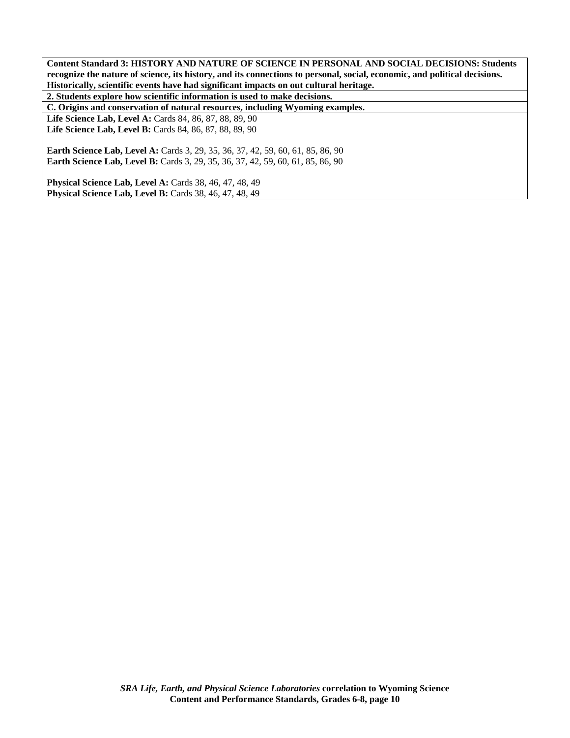**Content Standard 3: HISTORY AND NATURE OF SCIENCE IN PERSONAL AND SOCIAL DECISIONS: Students recognize the nature of science, its history, and its connections to personal, social, economic, and political decisions. Historically, scientific events have had significant impacts on out cultural heritage.**

**2. Students explore how scientific information is used to make decisions.**

**C. Origins and conservation of natural resources, including Wyoming examples.**

**Life Science Lab, Level A:** Cards 84, 86, 87, 88, 89, 90
**Life Science Lab, Level B:** Cards 84, 86, 87, 88, 89, 90

**Earth Science Lab, Level A:** Cards 3, 29, 35, 36, 37, 42, 59, 60, 61, 85, 86, 90
**Earth Science Lab, Level B:** Cards 3, 29, 35, 36, 37, 42, 59, 60, 61, 85, 86, 90

**Physical Science Lab, Level A:** Cards 38, 46, 47, 48, 49
**Physical Science Lab, Level B:** Cards 38, 46, 47, 48, 49